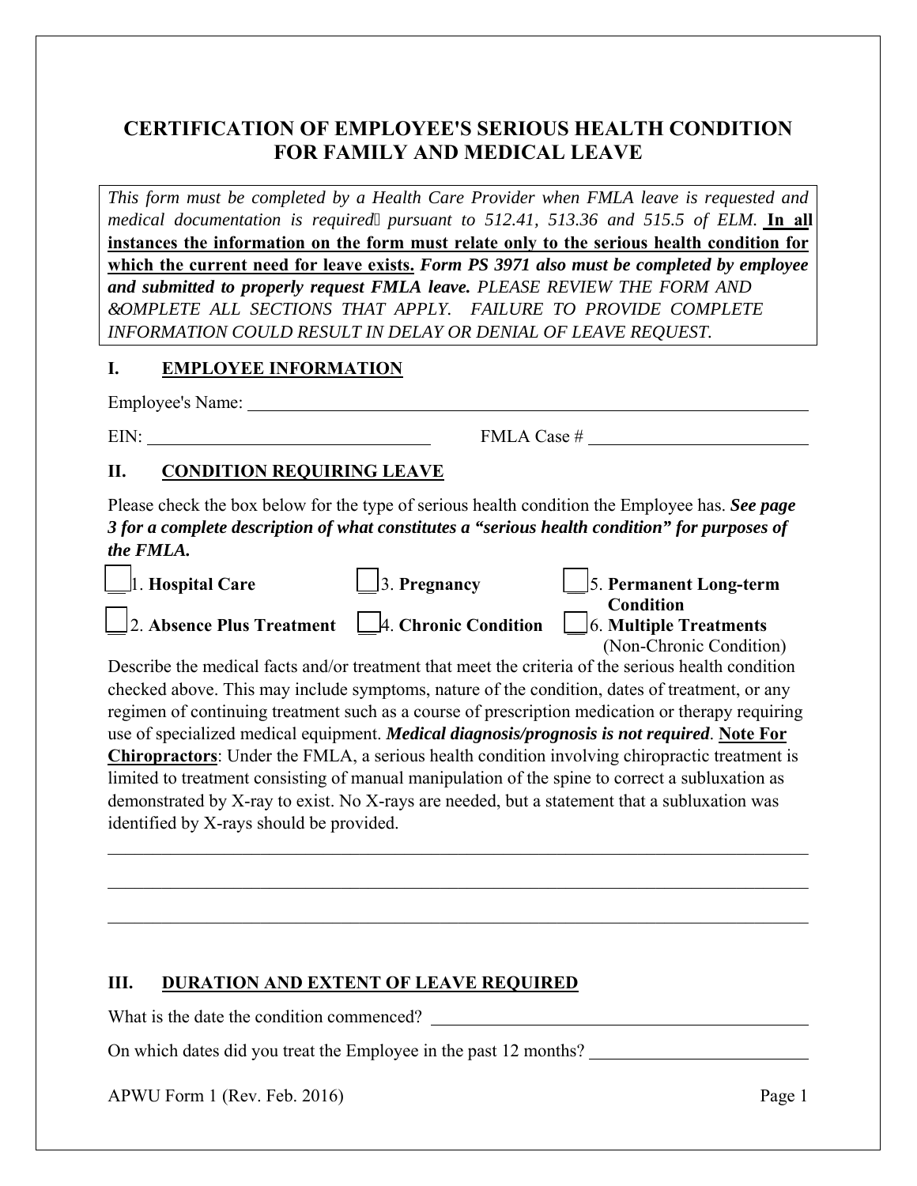# CERTIFICATION OF EMPLOYEE'S SERIOUS HEALTH CONDITION FOR FAMILY AND MEDICAL LEAVE

*This form must be completed by a Health Care Provider when FMLA leave is requested and medical documentation is required pursuant to 512.41, 513.36 and 515.5 of ELM.* **In all instances the information on the form must relate only to the serious health condition for which the current need for leave exists.** ***Form PS 3971 also must be completed by employee and submitted to properly request FMLA leave.*** *PLEASE REVIEW THE FORM AND COMPLETE ALL SECTIONS THAT APPLY. FAILURE TO PROVIDE COMPLETE INFORMATION COULD RESULT IN DELAY OR DENIAL OF LEAVE REQUEST.*

## I. EMPLOYEE INFORMATION

Employee's Name: ______________________________________________

EIN: ______________________________ FMLA Case # ______________________________

## II. CONDITION REQUIRING LEAVE

Please check the box below for the type of serious health condition the Employee has. ***See page 3 for a complete description of what constitutes a "serious health condition" for purposes of the FMLA.***

- __ 1. **Hospital Care**
- __ 2. **Absence Plus Treatment**
- __ 3. **Pregnancy**
- __ 4. **Chronic Condition**
- __ 5. **Permanent Long-term Condition**
- __ 6. **Multiple Treatments** (Non-Chronic Condition)

Describe the medical facts and/or treatment that meet the criteria of the serious health condition checked above. This may include symptoms, nature of the condition, dates of treatment, or any regimen of continuing treatment such as a course of prescription medication or therapy requiring use of specialized medical equipment. ***Medical diagnosis/prognosis is not required***. **Note For Chiropractors**: Under the FMLA, a serious health condition involving chiropractic treatment is limited to treatment consisting of manual manipulation of the spine to correct a subluxation as demonstrated by X-ray to exist. No X-rays are needed, but a statement that a subluxation was identified by X-rays should be provided.

______________________________________________________________________________

______________________________________________________________________________

______________________________________________________________________________

## III. DURATION AND EXTENT OF LEAVE REQUIRED

What is the date the condition commenced? ______________________________________________

On which dates did you treat the Employee in the past 12 months? ______________________________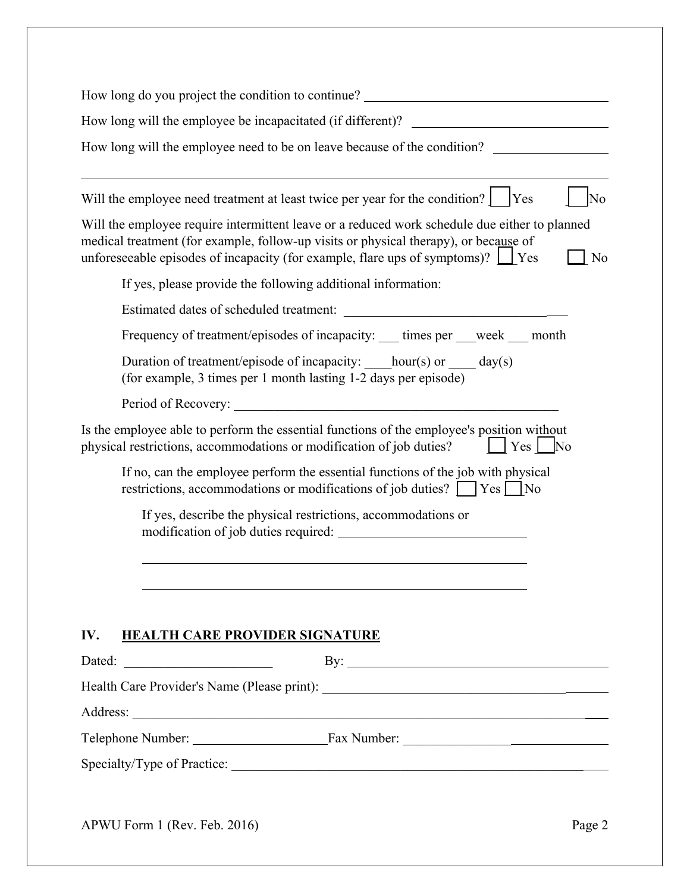How long do you project the condition to continue? ______________________________________

How long will the employee be incapacitated (if different)? ______________________________

How long will the employee need to be on leave because of the condition? _______________

______________________________________________________________________________

Will the employee need treatment at least twice per year for the condition? ☐ Yes ☐ No

Will the employee require intermittent leave or a reduced work schedule due either to planned medical treatment (for example, follow-up visits or physical therapy), or because of unforeseeable episodes of incapacity (for example, flare ups of symptoms)? ☐ Yes ☐ No

If yes, please provide the following additional information:

Estimated dates of scheduled treatment: ___________________________________

Frequency of treatment/episodes of incapacity: ___ times per ___week ___ month

Duration of treatment/episode of incapacity: ____hour(s) or ____ day(s)
(for example, 3 times per 1 month lasting 1-2 days per episode)

Period of Recovery: ___________________________________________________

Is the employee able to perform the essential functions of the employee's position without physical restrictions, accommodations or modification of job duties? ☐ Yes ☐ No

If no, can the employee perform the essential functions of the job with physical restrictions, accommodations or modifications of job duties? ☐ Yes ☐ No

If yes, describe the physical restrictions, accommodations or modification of job duties required: ____________________________

__________________________________________________________

__________________________________________________________

## IV. HEALTH CARE PROVIDER SIGNATURE

Dated: ______________________ By: ________________________________________

Health Care Provider's Name (Please print): ______________________________________

Address: __________________________________________________________________

Telephone Number: ____________________Fax Number: ______________________________

Specialty/Type of Practice: ___________________________________________________

APWU Form 1 (Rev. Feb. 2016)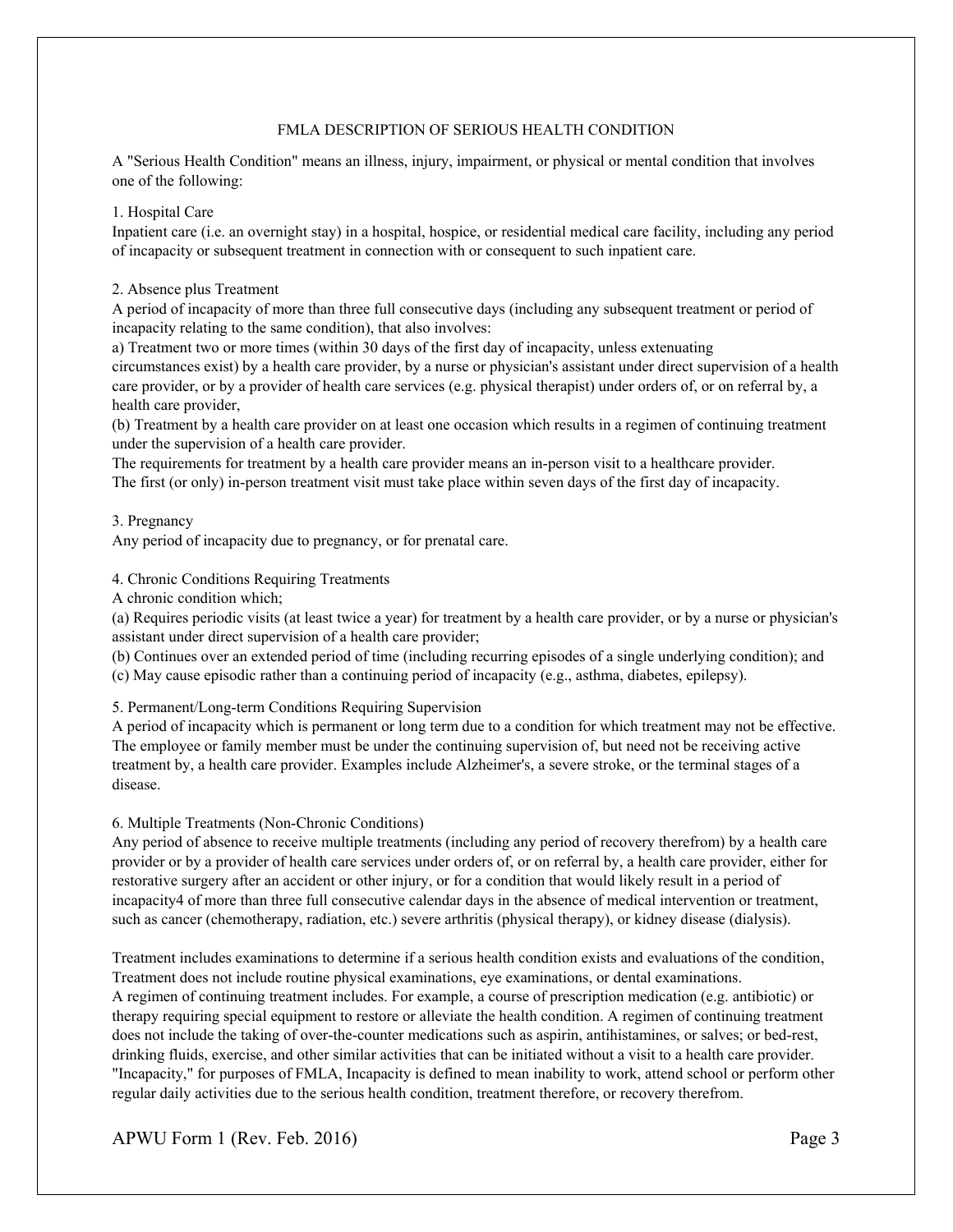## FMLA DESCRIPTION OF SERIOUS HEALTH CONDITION

A "Serious Health Condition" means an illness, injury, impairment, or physical or mental condition that involves one of the following:

1. Hospital Care
Inpatient care (i.e. an overnight stay) in a hospital, hospice, or residential medical care facility, including any period of incapacity or subsequent treatment in connection with or consequent to such inpatient care.

2. Absence plus Treatment
A period of incapacity of more than three full consecutive days (including any subsequent treatment or period of incapacity relating to the same condition), that also involves:
a) Treatment two or more times (within 30 days of the first day of incapacity, unless extenuating circumstances exist) by a health care provider, by a nurse or physician's assistant under direct supervision of a health care provider, or by a provider of health care services (e.g. physical therapist) under orders of, or on referral by, a health care provider,
(b) Treatment by a health care provider on at least one occasion which results in a regimen of continuing treatment under the supervision of a health care provider.
The requirements for treatment by a health care provider means an in-person visit to a healthcare provider.
The first (or only) in-person treatment visit must take place within seven days of the first day of incapacity.

3. Pregnancy
Any period of incapacity due to pregnancy, or for prenatal care.

4. Chronic Conditions Requiring Treatments
A chronic condition which;
(a) Requires periodic visits (at least twice a year) for treatment by a health care provider, or by a nurse or physician's assistant under direct supervision of a health care provider;
(b) Continues over an extended period of time (including recurring episodes of a single underlying condition); and
(c) May cause episodic rather than a continuing period of incapacity (e.g., asthma, diabetes, epilepsy).

5. Permanent/Long-term Conditions Requiring Supervision
A period of incapacity which is permanent or long term due to a condition for which treatment may not be effective. The employee or family member must be under the continuing supervision of, but need not be receiving active treatment by, a health care provider. Examples include Alzheimer's, a severe stroke, or the terminal stages of a disease.

6. Multiple Treatments (Non-Chronic Conditions)
Any period of absence to receive multiple treatments (including any period of recovery therefrom) by a health care provider or by a provider of health care services under orders of, or on referral by, a health care provider, either for restorative surgery after an accident or other injury, or for a condition that would likely result in a period of incapacity4 of more than three full consecutive calendar days in the absence of medical intervention or treatment, such as cancer (chemotherapy, radiation, etc.) severe arthritis (physical therapy), or kidney disease (dialysis).

Treatment includes examinations to determine if a serious health condition exists and evaluations of the condition, Treatment does not include routine physical examinations, eye examinations, or dental examinations.
A regimen of continuing treatment includes. For example, a course of prescription medication (e.g. antibiotic) or therapy requiring special equipment to restore or alleviate the health condition. A regimen of continuing treatment does not include the taking of over-the-counter medications such as aspirin, antihistamines, or salves; or bed-rest, drinking fluids, exercise, and other similar activities that can be initiated without a visit to a health care provider.
"Incapacity," for purposes of FMLA, Incapacity is defined to mean inability to work, attend school or perform other regular daily activities due to the serious health condition, treatment therefore, or recovery therefrom.

APWU Form 1 (Rev. Feb. 2016)